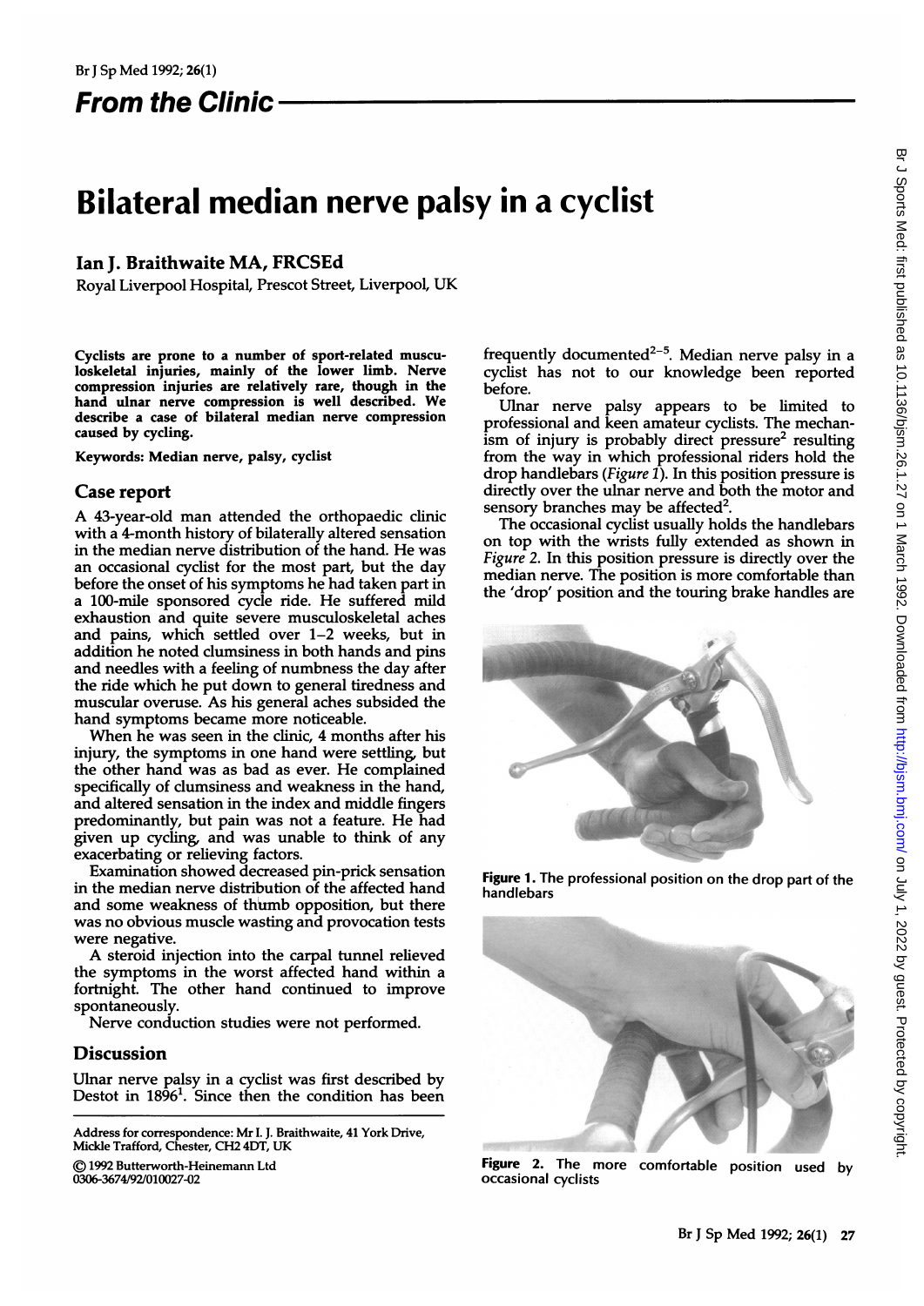## From the Clinic

# Bilateral median nerve palsy in a cyclist

**Ian J. Braithwaite MA, FRCSEd**

Royal Liverpool Hospital, Prescot Street, Liverpool, UK

**Cyclists are prone to a number of sport-related musculoskeletal injuries, mainly of the lower limb. Nerve compression injuries are relatively rare, though in the hand ulnar nerve compression is well described. We describe a case of bilateral median nerve compression caused by cycling.**

**Keywords:** Median nerve, palsy, cyclist

## Case report

A 43-year-old man attended the orthopaedic clinic with a 4-month history of bilaterally altered sensation in the median nerve distribution of the hand. He was an occasional cyclist for the most part, but the day before the onset of his symptoms he had taken part in a 100-mile sponsored cycle ride. He suffered mild exhaustion and quite severe musculoskeletal aches and pains, which settled over 1–2 weeks, but in addition he noted clumsiness in both hands and pins and needles with a feeling of numbness the day after the ride which he put down to general tiredness and muscular overuse. As his general aches subsided the hand symptoms became more noticeable.

When he was seen in the clinic, 4 months after his injury, the symptoms in one hand were settling, but the other hand was as bad as ever. He complained specifically of clumsiness and weakness in the hand, and altered sensation in the index and middle fingers predominantly, but pain was not a feature. He had given up cycling, and was unable to think of any exacerbating or relieving factors.

Examination showed decreased pin-prick sensation in the median nerve distribution of the affected hand and some weakness of thumb opposition, but there was no obvious muscle wasting and provocation tests were negative.

A steroid injection into the carpal tunnel relieved the symptoms in the worst affected hand within a fortnight. The other hand continued to improve spontaneously.

Nerve conduction studies were not performed.

## Discussion

Ulnar nerve palsy in a cyclist was first described by Destot in 1896[1]. Since then the condition has been frequently documented[2–5]. Median nerve palsy in a cyclist has not to our knowledge been reported before.

Ulnar nerve palsy appears to be limited to professional and keen amateur cyclists. The mechanism of injury is probably direct pressure[2] resulting from the way in which professional riders hold the drop handlebars (*Figure 1*). In this position pressure is directly over the ulnar nerve and both the motor and sensory branches may be affected[2].

The occasional cyclist usually holds the handlebars on top with the wrists fully extended as shown in *Figure 2*. In this position pressure is directly over the median nerve. The position is more comfortable than the 'drop' position and the touring brake handles are

**Figure 1.** The professional position on the drop part of the handlebars

**Figure 2.** The more comfortable position used by occasional cyclists

---

Address for correspondence: Mr I. J. Braithwaite, 41 York Drive, Mickle Trafford, Chester, CH2 4DT, UK

© 1992 Butterworth-Heinemann Ltd
0306-3674/92/010027-02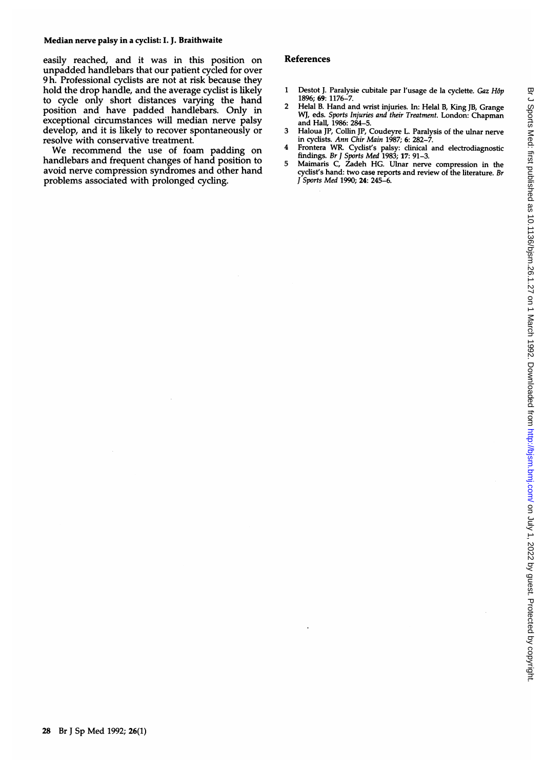easily reached, and it was in this position on unpadded handlebars that our patient cycled for over 9 h. Professional cyclists are not at risk because they hold the drop handle, and the average cyclist is likely to cycle only short distances varying the hand position and have padded handlebars. Only in exceptional circumstances will median nerve palsy develop, and it is likely to recover spontaneously or resolve with conservative treatment.

We recommend the use of foam padding on handlebars and frequent changes of hand position to avoid nerve compression syndromes and other hand problems associated with prolonged cycling.

## References

1. Destot J. Paralysie cubitale par l'usage de la cyclette. *Gaz Hôp* 1896; **69**: 1176–7.
2. Helal B. Hand and wrist injuries. In: Helal B, King JB, Grange WJ, eds. *Sports Injuries and their Treatment*. London: Chapman and Hall, 1986: 284–5.
3. Haloua JP, Collin JP, Coudeyre L. Paralysis of the ulnar nerve in cyclists. *Ann Chir Main* 1987; **6**: 282–7.
4. Frontera WR. Cyclist's palsy: clinical and electrodiagnostic findings. *Br J Sports Med* 1983; **17**: 91–3.
5. Maimaris C, Zadeh HG. Ulnar nerve compression in the cyclist's hand: two case reports and review of the literature. *Br J Sports Med* 1990; **24**: 245–6.